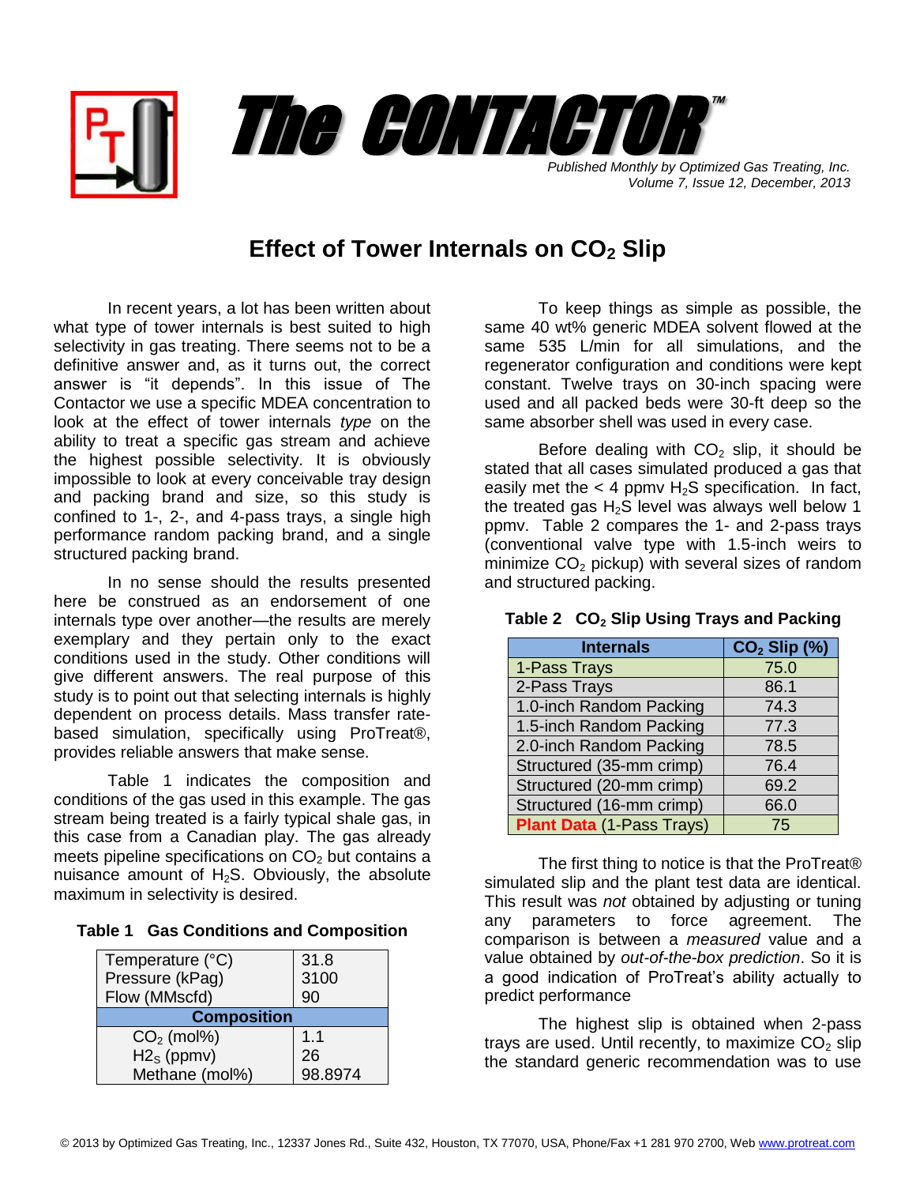# The CONTACTOR™

*Published Monthly by Optimized Gas Treating, Inc.*
*Volume 7, Issue 12, December, 2013*

## Effect of Tower Internals on $CO_2$ Slip

In recent years, a lot has been written about what type of tower internals is best suited to high selectivity in gas treating. There seems not to be a definitive answer and, as it turns out, the correct answer is "it depends". In this issue of The Contactor we use a specific MDEA concentration to look at the effect of tower internals *type* on the ability to treat a specific gas stream and achieve the highest possible selectivity. It is obviously impossible to look at every conceivable tray design and packing brand and size, so this study is confined to 1-, 2-, and 4-pass trays, a single high performance random packing brand, and a single structured packing brand.

In no sense should the results presented here be construed as an endorsement of one internals type over another—the results are merely exemplary and they pertain only to the exact conditions used in the study. Other conditions will give different answers. The real purpose of this study is to point out that selecting internals is highly dependent on process details. Mass transfer rate-based simulation, specifically using ProTreat®, provides reliable answers that make sense.

Table 1 indicates the composition and conditions of the gas used in this example. The gas stream being treated is a fairly typical shale gas, in this case from a Canadian play. The gas already meets pipeline specifications on $CO_2$ but contains a nuisance amount of $H_2S$. Obviously, the absolute maximum in selectivity is desired.

**Table 1 Gas Conditions and Composition**

| | |
|---|---|
| Temperature (°C) | 31.8 |
| Pressure (kPag) | 3100 |
| Flow (MMscfd) | 90 |
| **Composition** | |
| $CO_2$ (mol%) | 1.1 |
| $H2_S$ (ppmv) | 26 |
| Methane (mol%) | 98.8974 |

To keep things as simple as possible, the same 40 wt% generic MDEA solvent flowed at the same 535 L/min for all simulations, and the regenerator configuration and conditions were kept constant. Twelve trays on 30-inch spacing were used and all packed beds were 30-ft deep so the same absorber shell was used in every case.

Before dealing with $CO_2$ slip, it should be stated that all cases simulated produced a gas that easily met the < 4 ppmv $H_2S$ specification. In fact, the treated gas $H_2S$ level was always well below 1 ppmv. Table 2 compares the 1- and 2-pass trays (conventional valve type with 1.5-inch weirs to minimize $CO_2$ pickup) with several sizes of random and structured packing.

**Table 2 $CO_2$ Slip Using Trays and Packing**

| Internals | $CO_2$ Slip (%) |
|---|---|
| 1-Pass Trays | 75.0 |
| 2-Pass Trays | 86.1 |
| 1.0-inch Random Packing | 74.3 |
| 1.5-inch Random Packing | 77.3 |
| 2.0-inch Random Packing | 78.5 |
| Structured (35-mm crimp) | 76.4 |
| Structured (20-mm crimp) | 69.2 |
| Structured (16-mm crimp) | 66.0 |
| Plant Data (1-Pass Trays) | 75 |

The first thing to notice is that the ProTreat® simulated slip and the plant test data are identical. This result was *not* obtained by adjusting or tuning any parameters to force agreement. The comparison is between a *measured* value and a value obtained by *out-of-the-box prediction*. So it is a good indication of ProTreat's ability actually to predict performance

The highest slip is obtained when 2-pass trays are used. Until recently, to maximize $CO_2$ slip the standard generic recommendation was to use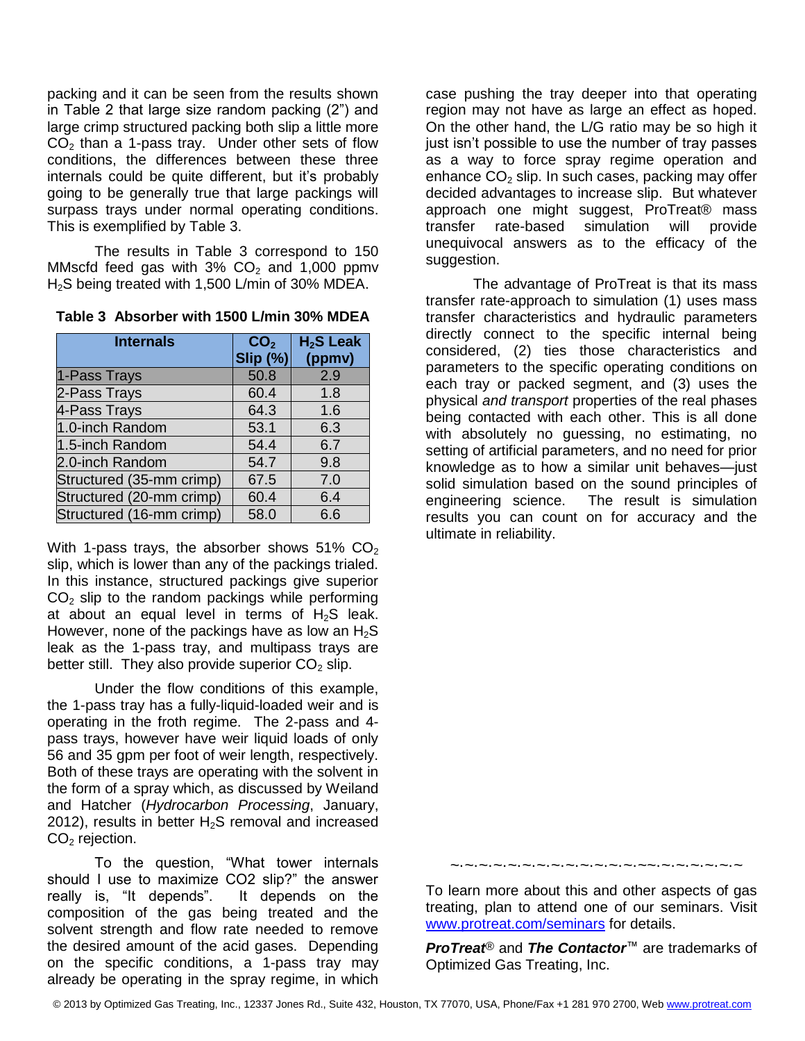packing and it can be seen from the results shown in Table 2 that large size random packing (2") and large crimp structured packing both slip a little more $CO_2$ than a 1-pass tray. Under other sets of flow conditions, the differences between these three internals could be quite different, but it's probably going to be generally true that large packings will surpass trays under normal operating conditions. This is exemplified by Table 3.

The results in Table 3 correspond to 150 MMscfd feed gas with 3% $CO_2$ and 1,000 ppmv $H_2S$ being treated with 1,500 L/min of 30% MDEA.

**Table 3 Absorber with 1500 L/min 30% MDEA**

| Internals | $CO_2$ Slip (%) | $H_2S$ Leak (ppmv) |
|---|---|---|
| 1-Pass Trays | 50.8 | 2.9 |
| 2-Pass Trays | 60.4 | 1.8 |
| 4-Pass Trays | 64.3 | 1.6 |
| 1.0-inch Random | 53.1 | 6.3 |
| 1.5-inch Random | 54.4 | 6.7 |
| 2.0-inch Random | 54.7 | 9.8 |
| Structured (35-mm crimp) | 67.5 | 7.0 |
| Structured (20-mm crimp) | 60.4 | 6.4 |
| Structured (16-mm crimp) | 58.0 | 6.6 |

With 1-pass trays, the absorber shows 51% $CO_2$ slip, which is lower than any of the packings trialed. In this instance, structured packings give superior $CO_2$ slip to the random packings while performing at about an equal level in terms of $H_2S$ leak. However, none of the packings have as low an $H_2S$ leak as the 1-pass tray, and multipass trays are better still. They also provide superior $CO_2$ slip.

Under the flow conditions of this example, the 1-pass tray has a fully-liquid-loaded weir and is operating in the froth regime. The 2-pass and 4-pass trays, however have weir liquid loads of only 56 and 35 gpm per foot of weir length, respectively. Both of these trays are operating with the solvent in the form of a spray which, as discussed by Weiland and Hatcher (*Hydrocarbon Processing*, January, 2012), results in better $H_2S$ removal and increased $CO_2$ rejection.

To the question, "What tower internals should I use to maximize CO2 slip?" the answer really is, "It depends". It depends on the composition of the gas being treated and the solvent strength and flow rate needed to remove the desired amount of the acid gases. Depending on the specific conditions, a 1-pass tray may already be operating in the spray regime, in which case pushing the tray deeper into that operating region may not have as large an effect as hoped. On the other hand, the L/G ratio may be so high it just isn't possible to use the number of tray passes as a way to force spray regime operation and enhance $CO_2$ slip. In such cases, packing may offer decided advantages to increase slip. But whatever approach one might suggest, ProTreat® mass transfer rate-based simulation will provide unequivocal answers as to the efficacy of the suggestion.

The advantage of ProTreat is that its mass transfer rate-approach to simulation (1) uses mass transfer characteristics and hydraulic parameters directly connect to the specific internal being considered, (2) ties those characteristics and parameters to the specific operating conditions on each tray or packed segment, and (3) uses the physical *and transport* properties of the real phases being contacted with each other. This is all done with absolutely no guessing, no estimating, no setting of artificial parameters, and no need for prior knowledge as to how a similar unit behaves—just solid simulation based on the sound principles of engineering science. The result is simulation results you can count on for accuracy and the ultimate in reliability.

~.~.~.~.~.~.~.~.~.~.~.~.~.~.~~.~.~.~.~.~.~

To learn more about this and other aspects of gas treating, plan to attend one of our seminars. Visit www.protreat.com/seminars for details.

***ProTreat***® and ***The Contactor***™ are trademarks of Optimized Gas Treating, Inc.

© 2013 by Optimized Gas Treating, Inc., 12337 Jones Rd., Suite 432, Houston, TX 77070, USA, Phone/Fax +1 281 970 2700, Web www.protreat.com